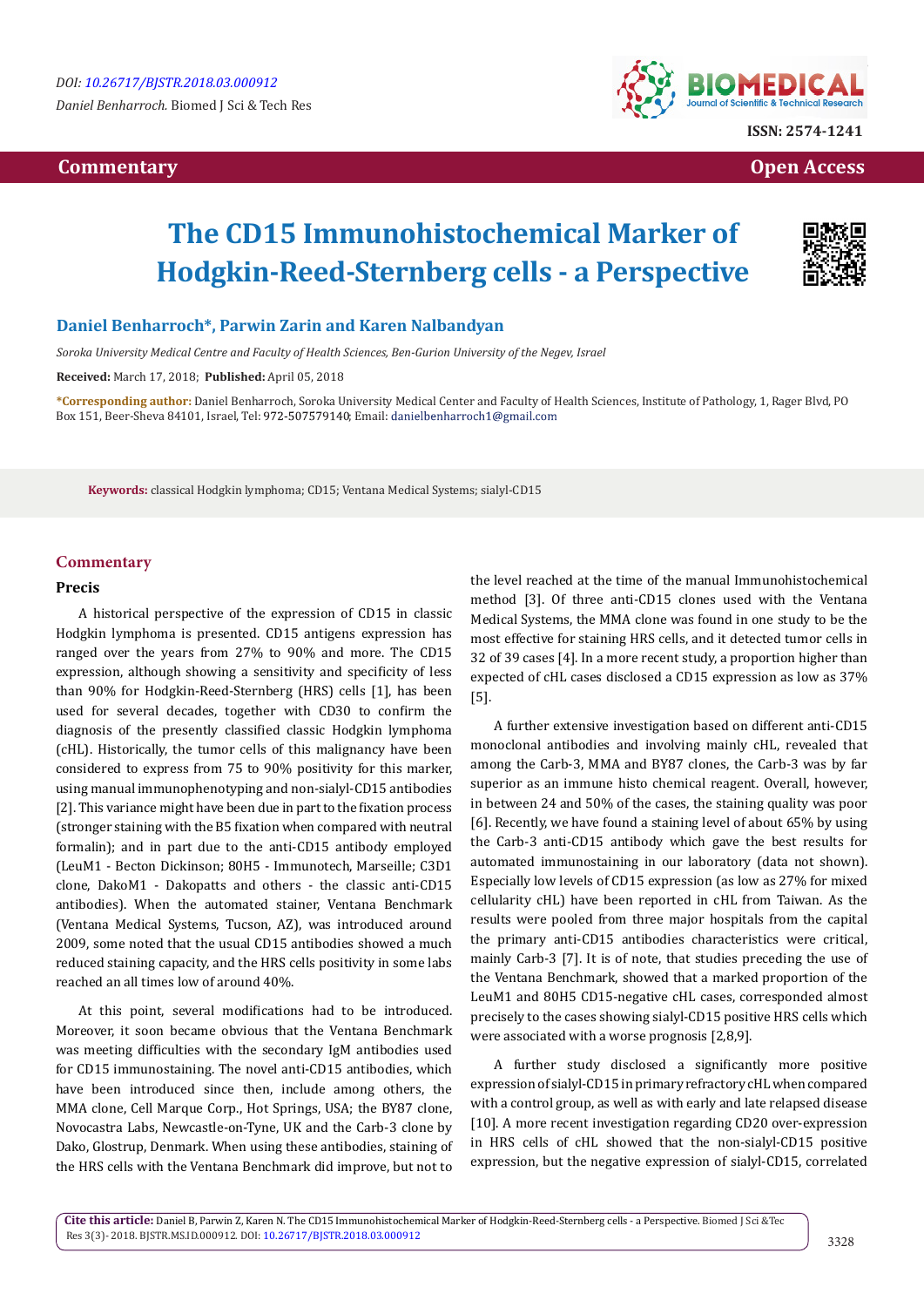DOI: 10.26717/BJSTR.2018.03.000912

*Daniel Benharroch.* Biomed J Sci & Tech Res

ISSN: 2574-1241

**Commentary** **Open Access**

# The CD15 Immunohistochemical Marker of Hodgkin-Reed-Sternberg cells - a Perspective

**Daniel Benharroch*, Parwin Zarin and Karen Nalbandyan**

*Soroka University Medical Centre and Faculty of Health Sciences, Ben-Gurion University of the Negev, Israel*

**Received:** March 17, 2018; **Published:** April 05, 2018

**\*Corresponding author:** Daniel Benharroch, Soroka University Medical Center and Faculty of Health Sciences, Institute of Pathology, 1, Rager Blvd, PO Box 151, Beer-Sheva 84101, Israel, Tel: 972-507579140; Email: danielbenharroch1@gmail.com

**Keywords:** classical Hodgkin lymphoma; CD15; Ventana Medical Systems; sialyl-CD15

## Commentary

### Precis

A historical perspective of the expression of CD15 in classic Hodgkin lymphoma is presented. CD15 antigens expression has ranged over the years from 27% to 90% and more. The CD15 expression, although showing a sensitivity and specificity of less than 90% for Hodgkin-Reed-Sternberg (HRS) cells [1], has been used for several decades, together with CD30 to confirm the diagnosis of the presently classified classic Hodgkin lymphoma (cHL). Historically, the tumor cells of this malignancy have been considered to express from 75 to 90% positivity for this marker, using manual immunophenotyping and non-sialyl-CD15 antibodies [2]. This variance might have been due in part to the fixation process (stronger staining with the B5 fixation when compared with neutral formalin); and in part due to the anti-CD15 antibody employed (LeuM1 - Becton Dickinson; 80H5 - Immunotech, Marseille; C3D1 clone, DakoM1 - Dakopatts and others - the classic anti-CD15 antibodies). When the automated stainer, Ventana Benchmark (Ventana Medical Systems, Tucson, AZ), was introduced around 2009, some noted that the usual CD15 antibodies showed a much reduced staining capacity, and the HRS cells positivity in some labs reached an all times low of around 40%.

At this point, several modifications had to be introduced. Moreover, it soon became obvious that the Ventana Benchmark was meeting difficulties with the secondary IgM antibodies used for CD15 immunostaining. The novel anti-CD15 antibodies, which have been introduced since then, include among others, the MMA clone, Cell Marque Corp., Hot Springs, USA; the BY87 clone, Novocastra Labs, Newcastle-on-Tyne, UK and the Carb-3 clone by Dako, Glostrup, Denmark. When using these antibodies, staining of the HRS cells with the Ventana Benchmark did improve, but not to the level reached at the time of the manual Immunohistochemical method [3]. Of three anti-CD15 clones used with the Ventana Medical Systems, the MMA clone was found in one study to be the most effective for staining HRS cells, and it detected tumor cells in 32 of 39 cases [4]. In a more recent study, a proportion higher than expected of cHL cases disclosed a CD15 expression as low as 37% [5].

A further extensive investigation based on different anti-CD15 monoclonal antibodies and involving mainly cHL, revealed that among the Carb-3, MMA and BY87 clones, the Carb-3 was by far superior as an immune histo chemical reagent. Overall, however, in between 24 and 50% of the cases, the staining quality was poor [6]. Recently, we have found a staining level of about 65% by using the Carb-3 anti-CD15 antibody which gave the best results for automated immunostaining in our laboratory (data not shown). Especially low levels of CD15 expression (as low as 27% for mixed cellularity cHL) have been reported in cHL from Taiwan. As the results were pooled from three major hospitals from the capital the primary anti-CD15 antibodies characteristics were critical, mainly Carb-3 [7]. It is of note, that studies preceding the use of the Ventana Benchmark, showed that a marked proportion of the LeuM1 and 80H5 CD15-negative cHL cases, corresponded almost precisely to the cases showing sialyl-CD15 positive HRS cells which were associated with a worse prognosis [2,8,9].

A further study disclosed a significantly more positive expression of sialyl-CD15 in primary refractory cHL when compared with a control group, as well as with early and late relapsed disease [10]. A more recent investigation regarding CD20 over-expression in HRS cells of cHL showed that the non-sialyl-CD15 positive expression, but the negative expression of sialyl-CD15, correlated

**Cite this article:** Daniel B, Parwin Z, Karen N. The CD15 Immunohistochemical Marker of Hodgkin-Reed-Sternberg cells - a Perspective. Biomed J Sci &Tec Res 3(3)- 2018. BJSTR.MS.ID.000912. DOI: 10.26717/BJSTR.2018.03.000912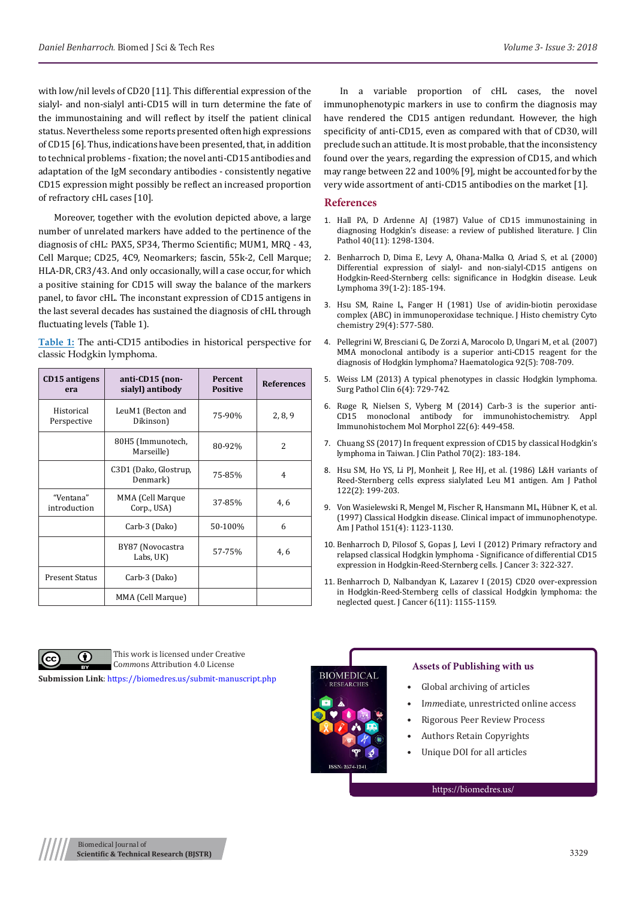with low/nil levels of CD20 [11]. This differential expression of the sialyl- and non-sialyl anti-CD15 will in turn determine the fate of the immunostaining and will reflect by itself the patient clinical status. Nevertheless some reports presented often high expressions of CD15 [6]. Thus, indications have been presented, that, in addition to technical problems - fixation; the novel anti-CD15 antibodies and adaptation of the IgM secondary antibodies - consistently negative CD15 expression might possibly be reflect an increased proportion of refractory cHL cases [10].

Moreover, together with the evolution depicted above, a large number of unrelated markers have added to the pertinence of the diagnosis of cHL: PAX5, SP34, Thermo Scientific; MUM1, MRQ - 43, Cell Marque; CD25, 4C9, Neomarkers; fascin, 55k-2, Cell Marque; HLA-DR, CR3/43. And only occasionally, will a case occur, for which a positive staining for CD15 will sway the balance of the markers panel, to favor cHL. The inconstant expression of CD15 antigens in the last several decades has sustained the diagnosis of cHL through fluctuating levels (Table 1).

**Table 1:** The anti-CD15 antibodies in historical perspective for classic Hodgkin lymphoma.

| CD15 antigens era | anti-CD15 (non-sialyl) antibody | Percent Positive | References |
|---|---|---|---|
| Historical Perspective | LeuM1 (Becton and Dikinson) | 75-90% | 2, 8, 9 |
| | 80H5 (Immunotech, Marseille) | 80-92% | 2 |
| | C3D1 (Dako, Glostrup, Denmark) | 75-85% | 4 |
| "Ventana" introduction | MMA (Cell Marque Corp., USA) | 37-85% | 4, 6 |
| | Carb-3 (Dako) | 50-100% | 6 |
| | BY87 (Novocastra Labs, UK) | 57-75% | 4, 6 |
| Present Status | Carb-3 (Dako) | | |
| | MMA (Cell Marque) | | |

In a variable proportion of cHL cases, the novel immunophenotypic markers in use to confirm the diagnosis may have rendered the CD15 antigen redundant. However, the high specificity of anti-CD15, even as compared with that of CD30, will preclude such an attitude. It is most probable, that the inconsistency found over the years, regarding the expression of CD15, and which may range between 22 and 100% [9], might be accounted for by the very wide assortment of anti-CD15 antibodies on the market [1].

## References

1. Hall PA, D Ardenne AJ (1987) Value of CD15 immunostaining in diagnosing Hodgkin's disease: a review of published literature. J Clin Pathol 40(11): 1298-1304.
2. Benharroch D, Dima E, Levy A, Ohana-Malka O, Ariad S, et al. (2000) Differential expression of sialyl- and non-sialyl-CD15 antigens on Hodgkin-Reed-Sternberg cells: significance in Hodgkin disease. Leuk Lymphoma 39(1-2): 185-194.
3. Hsu SM, Raine L, Fanger H (1981) Use of avidin-biotin peroxidase complex (ABC) in immunoperoxidase technique. J Histo chemistry Cyto chemistry 29(4): 577-580.
4. Pellegrini W, Bresciani G, De Zorzi A, Marocolo D, Ungari M, et al. (2007) MMA monoclonal antibody is a superior anti-CD15 reagent for the diagnosis of Hodgkin lymphoma? Haematologica 92(5): 708-709.
5. Weiss LM (2013) A typical phenotypes in classic Hodgkin lymphoma. Surg Pathol Clin 6(4): 729-742.
6. Røge R, Nielsen S, Vyberg M (2014) Carb-3 is the superior anti-CD15 monoclonal antibody for immunohistochemistry. Appl Immunohistochem Mol Morphol 22(6): 449-458.
7. Chuang SS (2017) In frequent expression of CD15 by classical Hodgkin's lymphoma in Taiwan. J Clin Pathol 70(2): 183-184.
8. Hsu SM, Ho YS, Li PJ, Monheit J, Ree HJ, et al. (1986) L&H variants of Reed-Sternberg cells express sialylated Leu M1 antigen. Am J Pathol 122(2): 199-203.
9. Von Wasielewski R, Mengel M, Fischer R, Hansmann ML, Hübner K, et al. (1997) Classical Hodgkin disease. Clinical impact of immunophenotype. Am J Pathol 151(4): 1123-1130.
10. Benharroch D, Pilosof S, Gopas J, Levi I (2012) Primary refractory and relapsed classical Hodgkin lymphoma - Significance of differential CD15 expression in Hodgkin-Reed-Sternberg cells. J Cancer 3: 322-327.
11. Benharroch D, Nalbandyan K, Lazarev I (2015) CD20 over-expression in Hodgkin-Reed-Sternberg cells of classical Hodgkin lymphoma: the neglected quest. J Cancer 6(11): 1155-1159.

This work is licensed under Creative Commons Attribution 4.0 License

**Submission Link**: https://biomedres.us/submit-manuscript.php

### Assets of Publishing with us

- Global archiving of articles
- Immediate, unrestricted online access
- Rigorous Peer Review Process
- Authors Retain Copyrights
- Unique DOI for all articles

https://biomedres.us/